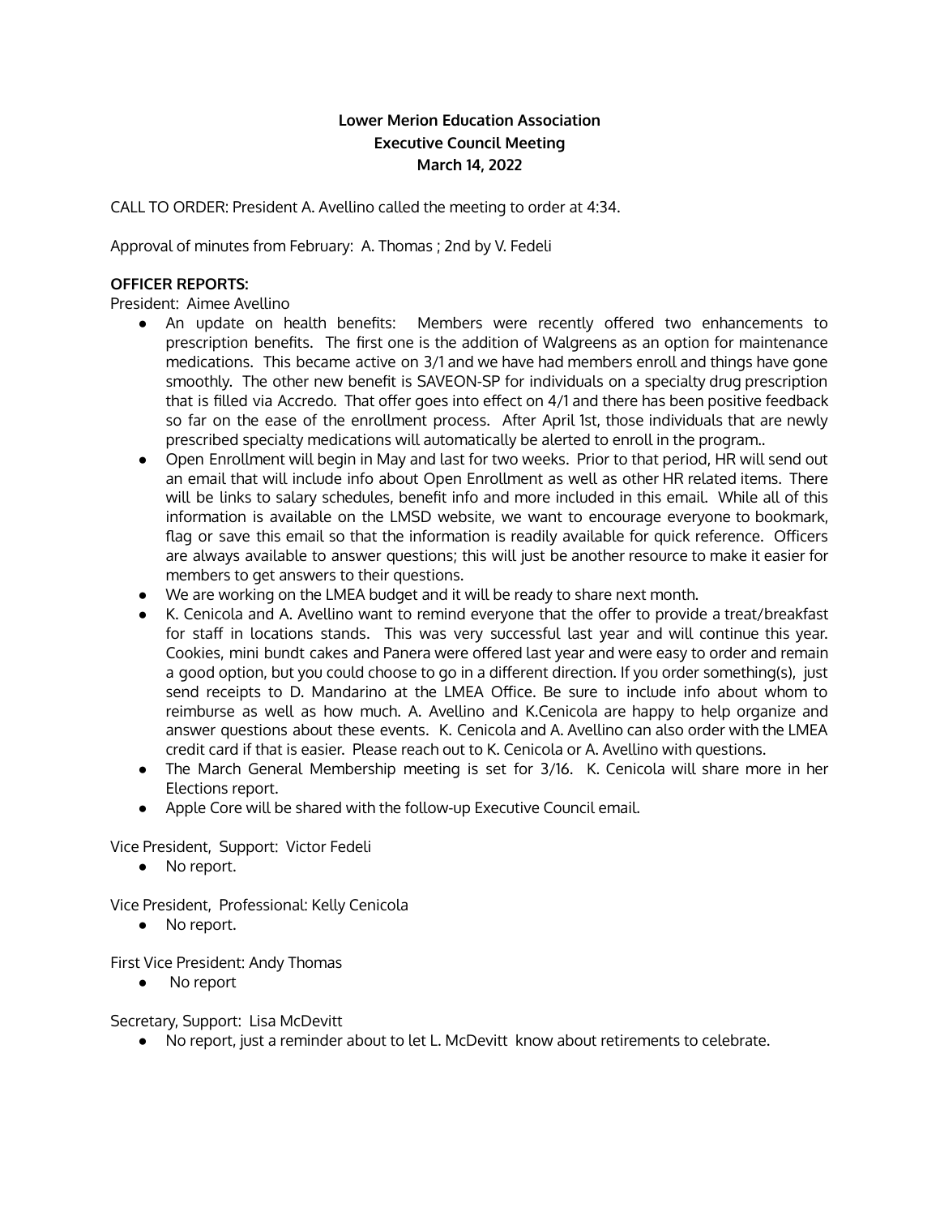**Lower Merion Education Association**
**Executive Council Meeting**
**March 14, 2022**

CALL TO ORDER: President A. Avellino called the meeting to order at 4:34.

Approval of minutes from February: A. Thomas ; 2nd by V. Fedeli

**OFFICER REPORTS:**

President: Aimee Avellino

- An update on health benefits: Members were recently offered two enhancements to prescription benefits. The first one is the addition of Walgreens as an option for maintenance medications. This became active on 3/1 and we have had members enroll and things have gone smoothly. The other new benefit is SAVEON-SP for individuals on a specialty drug prescription that is filled via Accredo. That offer goes into effect on 4/1 and there has been positive feedback so far on the ease of the enrollment process. After April 1st, those individuals that are newly prescribed specialty medications will automatically be alerted to enroll in the program..
- Open Enrollment will begin in May and last for two weeks. Prior to that period, HR will send out an email that will include info about Open Enrollment as well as other HR related items. There will be links to salary schedules, benefit info and more included in this email. While all of this information is available on the LMSD website, we want to encourage everyone to bookmark, flag or save this email so that the information is readily available for quick reference. Officers are always available to answer questions; this will just be another resource to make it easier for members to get answers to their questions.
- We are working on the LMEA budget and it will be ready to share next month.
- K. Cenicola and A. Avellino want to remind everyone that the offer to provide a treat/breakfast for staff in locations stands. This was very successful last year and will continue this year. Cookies, mini bundt cakes and Panera were offered last year and were easy to order and remain a good option, but you could choose to go in a different direction. If you order something(s), just send receipts to D. Mandarino at the LMEA Office. Be sure to include info about whom to reimburse as well as how much. A. Avellino and K.Cenicola are happy to help organize and answer questions about these events. K. Cenicola and A. Avellino can also order with the LMEA credit card if that is easier. Please reach out to K. Cenicola or A. Avellino with questions.
- The March General Membership meeting is set for 3/16. K. Cenicola will share more in her Elections report.
- Apple Core will be shared with the follow-up Executive Council email.

Vice President, Support: Victor Fedeli

- No report.

Vice President, Professional: Kelly Cenicola

- No report.

First Vice President: Andy Thomas

- No report

Secretary, Support: Lisa McDevitt

- No report, just a reminder about to let L. McDevitt know about retirements to celebrate.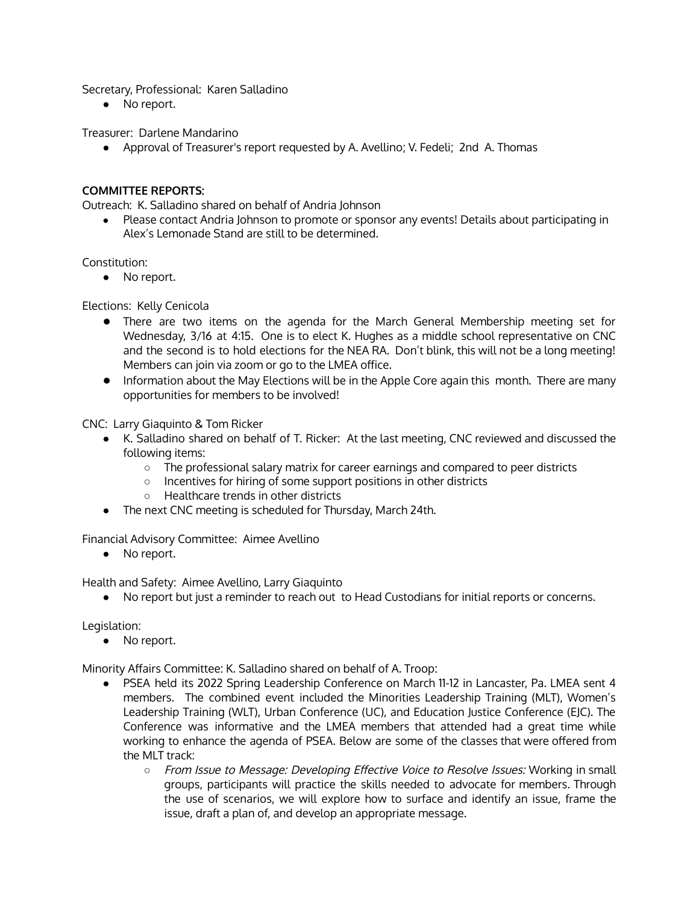Secretary, Professional: Karen Salladino

- No report.

Treasurer: Darlene Mandarino

- Approval of Treasurer's report requested by A. Avellino; V. Fedeli; 2nd A. Thomas

**COMMITTEE REPORTS:**

Outreach: K. Salladino shared on behalf of Andria Johnson

- Please contact Andria Johnson to promote or sponsor any events! Details about participating in Alex's Lemonade Stand are still to be determined.

Constitution:

- No report.

Elections: Kelly Cenicola

- There are two items on the agenda for the March General Membership meeting set for Wednesday, 3/16 at 4:15. One is to elect K. Hughes as a middle school representative on CNC and the second is to hold elections for the NEA RA. Don't blink, this will not be a long meeting! Members can join via zoom or go to the LMEA office.
- Information about the May Elections will be in the Apple Core again this month. There are many opportunities for members to be involved!

CNC: Larry Giaquinto & Tom Ricker

- K. Salladino shared on behalf of T. Ricker: At the last meeting, CNC reviewed and discussed the following items:
  - The professional salary matrix for career earnings and compared to peer districts
  - Incentives for hiring of some support positions in other districts
  - Healthcare trends in other districts
- The next CNC meeting is scheduled for Thursday, March 24th.

Financial Advisory Committee: Aimee Avellino

- No report.

Health and Safety: Aimee Avellino, Larry Giaquinto

- No report but just a reminder to reach out to Head Custodians for initial reports or concerns.

Legislation:

- No report.

Minority Affairs Committee: K. Salladino shared on behalf of A. Troop:

- PSEA held its 2022 Spring Leadership Conference on March 11-12 in Lancaster, Pa. LMEA sent 4 members. The combined event included the Minorities Leadership Training (MLT), Women's Leadership Training (WLT), Urban Conference (UC), and Education Justice Conference (EJC). The Conference was informative and the LMEA members that attended had a great time while working to enhance the agenda of PSEA. Below are some of the classes that were offered from the MLT track:
  - *From Issue to Message: Developing Effective Voice to Resolve Issues:* Working in small groups, participants will practice the skills needed to advocate for members. Through the use of scenarios, we will explore how to surface and identify an issue, frame the issue, draft a plan of, and develop an appropriate message.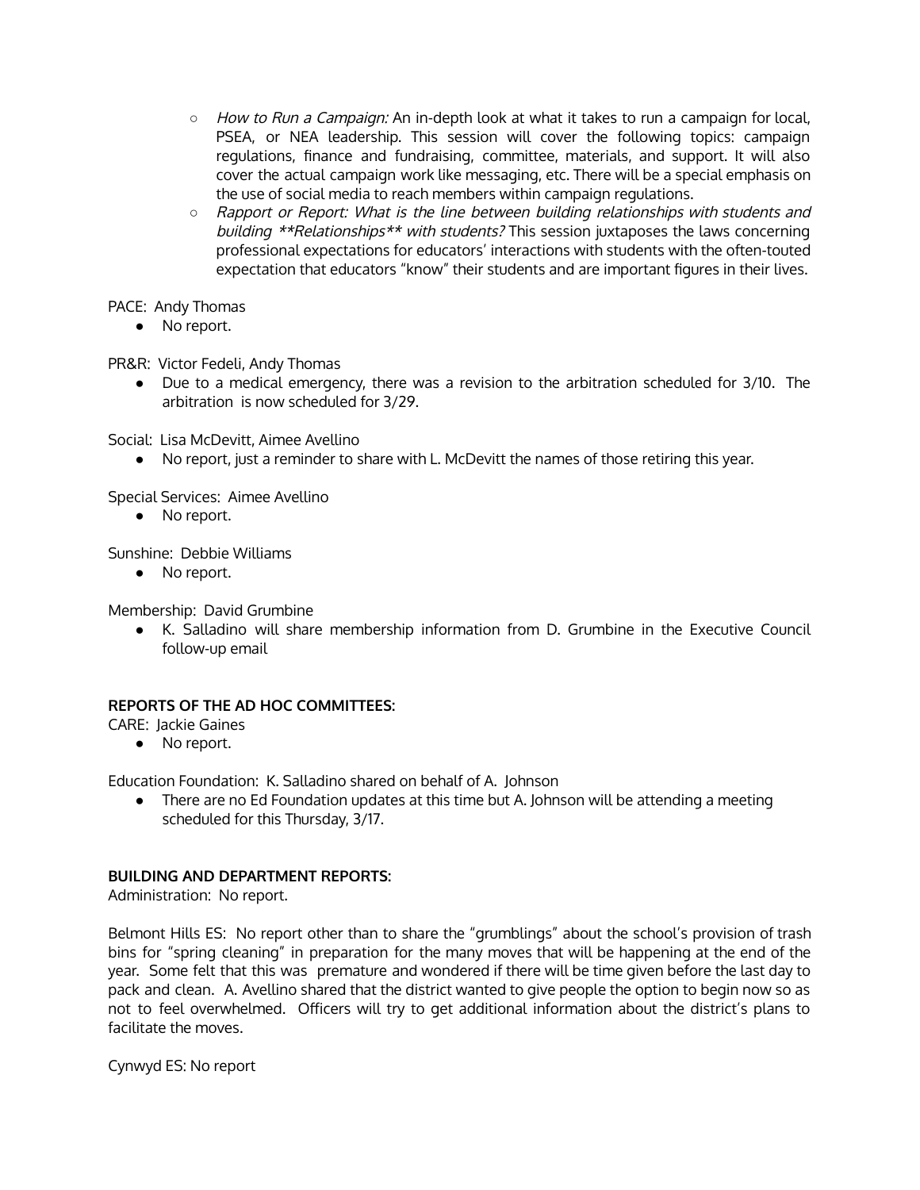- *How to Run a Campaign:* An in-depth look at what it takes to run a campaign for local, PSEA, or NEA leadership. This session will cover the following topics: campaign regulations, finance and fundraising, committee, materials, and support. It will also cover the actual campaign work like messaging, etc. There will be a special emphasis on the use of social media to reach members within campaign regulations.
- *Rapport or Report: What is the line between building relationships with students and building **Relationships** with students?* This session juxtaposes the laws concerning professional expectations for educators' interactions with students with the often-touted expectation that educators "know" their students and are important figures in their lives.

PACE: Andy Thomas

- No report.

PR&R: Victor Fedeli, Andy Thomas

- Due to a medical emergency, there was a revision to the arbitration scheduled for 3/10. The arbitration is now scheduled for 3/29.

Social: Lisa McDevitt, Aimee Avellino

- No report, just a reminder to share with L. McDevitt the names of those retiring this year.

Special Services: Aimee Avellino

- No report.

Sunshine: Debbie Williams

- No report.

Membership: David Grumbine

- K. Salladino will share membership information from D. Grumbine in the Executive Council follow-up email

**REPORTS OF THE AD HOC COMMITTEES:**

CARE: Jackie Gaines

- No report.

Education Foundation: K. Salladino shared on behalf of A. Johnson

- There are no Ed Foundation updates at this time but A. Johnson will be attending a meeting scheduled for this Thursday, 3/17.

**BUILDING AND DEPARTMENT REPORTS:**

Administration: No report.

Belmont Hills ES: No report other than to share the "grumblings" about the school's provision of trash bins for "spring cleaning" in preparation for the many moves that will be happening at the end of the year. Some felt that this was premature and wondered if there will be time given before the last day to pack and clean. A. Avellino shared that the district wanted to give people the option to begin now so as not to feel overwhelmed. Officers will try to get additional information about the district's plans to facilitate the moves.

Cynwyd ES: No report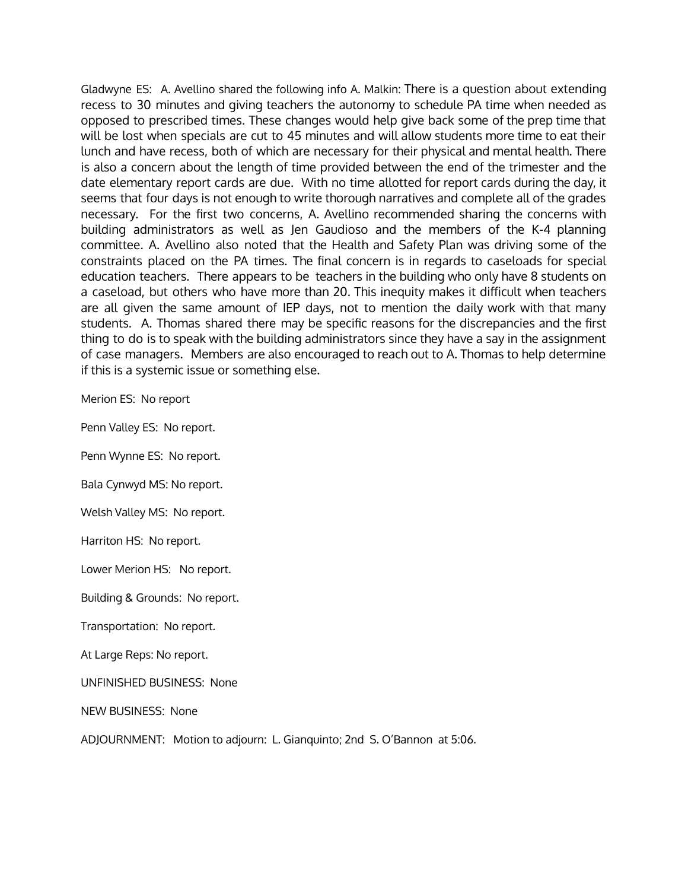Gladwyne ES: A. Avellino shared the following info A. Malkin: There is a question about extending recess to 30 minutes and giving teachers the autonomy to schedule PA time when needed as opposed to prescribed times. These changes would help give back some of the prep time that will be lost when specials are cut to 45 minutes and will allow students more time to eat their lunch and have recess, both of which are necessary for their physical and mental health. There is also a concern about the length of time provided between the end of the trimester and the date elementary report cards are due. With no time allotted for report cards during the day, it seems that four days is not enough to write thorough narratives and complete all of the grades necessary. For the first two concerns, A. Avellino recommended sharing the concerns with building administrators as well as Jen Gaudioso and the members of the K-4 planning committee. A. Avellino also noted that the Health and Safety Plan was driving some of the constraints placed on the PA times. The final concern is in regards to caseloads for special education teachers. There appears to be teachers in the building who only have 8 students on a caseload, but others who have more than 20. This inequity makes it difficult when teachers are all given the same amount of IEP days, not to mention the daily work with that many students. A. Thomas shared there may be specific reasons for the discrepancies and the first thing to do is to speak with the building administrators since they have a say in the assignment of case managers. Members are also encouraged to reach out to A. Thomas to help determine if this is a systemic issue or something else.

Merion ES: No report

Penn Valley ES: No report.

Penn Wynne ES: No report.

Bala Cynwyd MS: No report.

Welsh Valley MS: No report.

Harriton HS: No report.

Lower Merion HS: No report.

Building & Grounds: No report.

Transportation: No report.

At Large Reps: No report.

UNFINISHED BUSINESS: None

NEW BUSINESS: None

ADJOURNMENT: Motion to adjourn: L. Gianquinto; 2nd S. O'Bannon at 5:06.